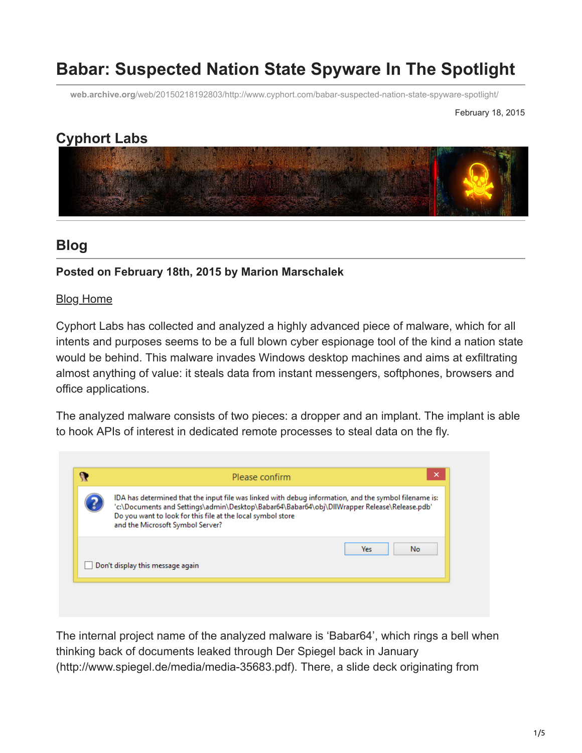# Babar: Suspected Nation State Spyware In The Spotlight

web.archive.org/web/20150218192803/http://www.cyphort.com/babar-suspected-nation-state-spyware-spotlight/

February 18, 2015

## Cyphort Labs

## Blog

**Posted on February 18th, 2015 by Marion Marschalek**

Blog Home

Cyphort Labs has collected and analyzed a highly advanced piece of malware, which for all intents and purposes seems to be a full blown cyber espionage tool of the kind a nation state would be behind. This malware invades Windows desktop machines and aims at exfiltrating almost anything of value: it steals data from instant messengers, softphones, browsers and office applications.

The analyzed malware consists of two pieces: a dropper and an implant. The implant is able to hook APIs of interest in dedicated remote processes to steal data on the fly.

Please confirm

IDA has determined that the input file was linked with debug information, and the symbol filename is: 'c:\Documents and Settings\admin\Desktop\Babar64\Babar64\obj\DllWrapper Release\Release.pdb'
Do you want to look for this file at the local symbol store
and the Microsoft Symbol Server?

Yes No

Don't display this message again

The internal project name of the analyzed malware is 'Babar64', which rings a bell when thinking back of documents leaked through Der Spiegel back in January (http://www.spiegel.de/media/media-35683.pdf). There, a slide deck originating from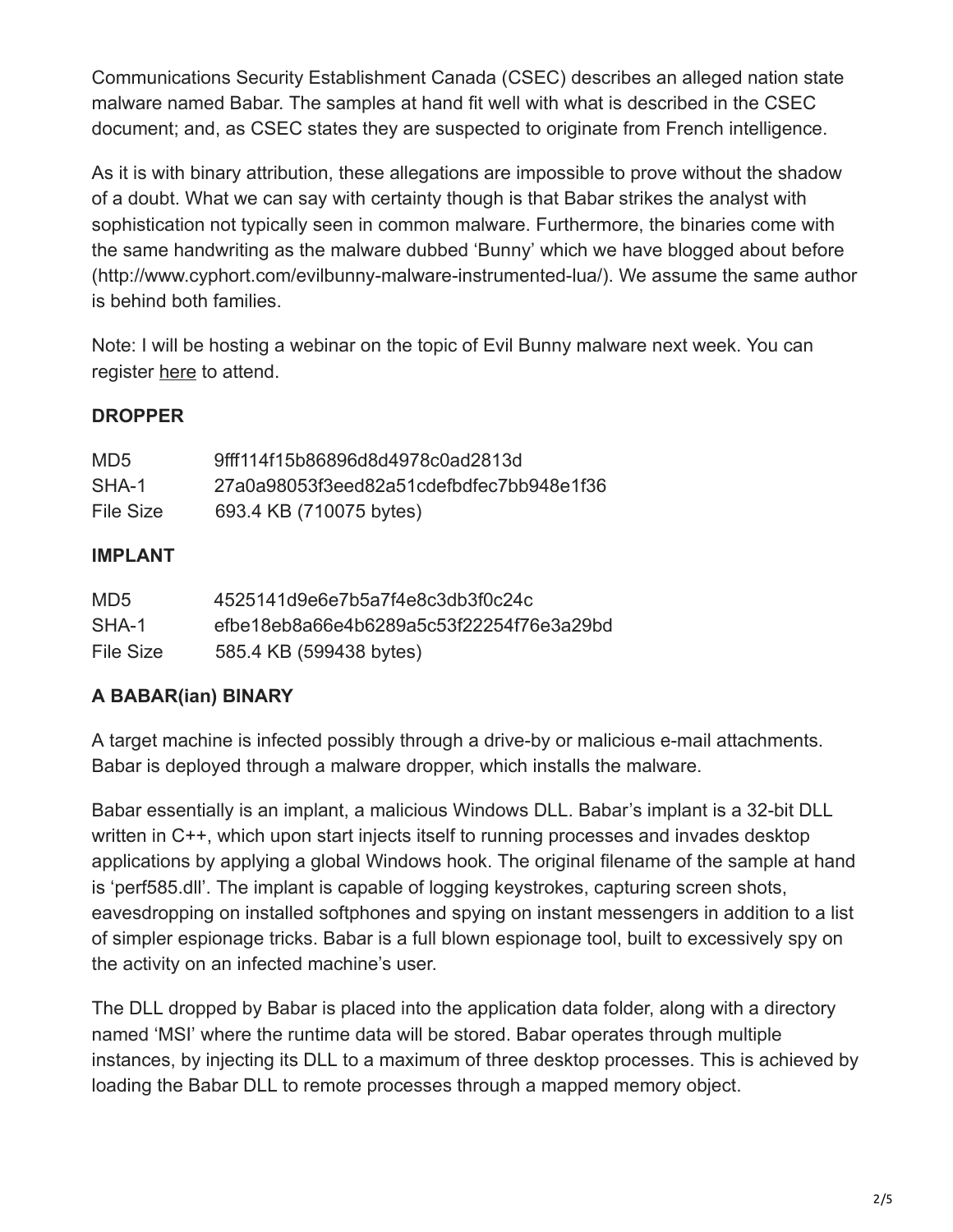Communications Security Establishment Canada (CSEC) describes an alleged nation state malware named Babar. The samples at hand fit well with what is described in the CSEC document; and, as CSEC states they are suspected to originate from French intelligence.

As it is with binary attribution, these allegations are impossible to prove without the shadow of a doubt. What we can say with certainty though is that Babar strikes the analyst with sophistication not typically seen in common malware. Furthermore, the binaries come with the same handwriting as the malware dubbed 'Bunny' which we have blogged about before (http://www.cyphort.com/evilbunny-malware-instrumented-lua/). We assume the same author is behind both families.

Note: I will be hosting a webinar on the topic of Evil Bunny malware next week. You can register here to attend.

### DROPPER

| | |
|---|---|
| MD5 | 9fff114f15b86896d8d4978c0ad2813d |
| SHA-1 | 27a0a98053f3eed82a51cdefbdfec7bb948e1f36 |
| File Size | 693.4 KB (710075 bytes) |

### IMPLANT

| | |
|---|---|
| MD5 | 4525141d9e6e7b5a7f4e8c3db3f0c24c |
| SHA-1 | efbe18eb8a66e4b6289a5c53f22254f76e3a29bd |
| File Size | 585.4 KB (599438 bytes) |

### A BABAR(ian) BINARY

A target machine is infected possibly through a drive-by or malicious e-mail attachments. Babar is deployed through a malware dropper, which installs the malware.

Babar essentially is an implant, a malicious Windows DLL. Babar's implant is a 32-bit DLL written in C++, which upon start injects itself to running processes and invades desktop applications by applying a global Windows hook. The original filename of the sample at hand is 'perf585.dll'. The implant is capable of logging keystrokes, capturing screen shots, eavesdropping on installed softphones and spying on instant messengers in addition to a list of simpler espionage tricks. Babar is a full blown espionage tool, built to excessively spy on the activity on an infected machine's user.

The DLL dropped by Babar is placed into the application data folder, along with a directory named 'MSI' where the runtime data will be stored. Babar operates through multiple instances, by injecting its DLL to a maximum of three desktop processes. This is achieved by loading the Babar DLL to remote processes through a mapped memory object.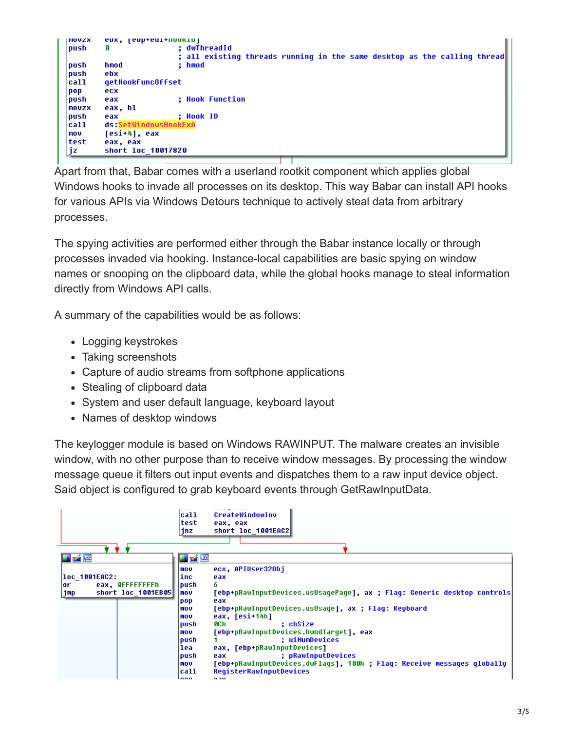```
movzx   ebx, [ebp+edi+hookId]
push    0               ; dwThreadId
                        ; all existing threads running in the same desktop as the calling thread
push    hmod            ; hmod
push    ebx
call    getHookFuncOffset
pop     ecx
push    eax             ; Hook Function
movzx   eax, bl
push    eax             ; Hook ID
call    ds:SetWindowsHookExA
mov     [esi+4], eax
test    eax, eax
jz      short loc_10017820
```

Apart from that, Babar comes with a userland rootkit component which applies global Windows hooks to invade all processes on its desktop. This way Babar can install API hooks for various APIs via Windows Detours technique to actively steal data from arbitrary processes.

The spying activities are performed either through the Babar instance locally or through processes invaded via hooking. Instance-local capabilities are basic spying on window names or snooping on the clipboard data, while the global hooks manage to steal information directly from Windows API calls.

A summary of the capabilities would be as follows:

- Logging keystrokes
- Taking screenshots
- Capture of audio streams from softphone applications
- Stealing of clipboard data
- System and user default language, keyboard layout
- Names of desktop windows

The keylogger module is based on Windows RAWINPUT. The malware creates an invisible window, with no other purpose than to receive window messages. By processing the window message queue it filters out input events and dispatches them to a raw input device object. Said object is configured to grab keyboard events through GetRawInputData.

```
call    CreateWindowInv
test    eax, eax
jnz     short loc_1001EAC2

loc_1001EAC2:
or      eax, 0FFFFFFFFh
jmp     short loc_1001EB05

mov     ecx, APIUser32Obj
inc     eax
push    6
mov     [ebp+pRawInputDevices.usUsagePage], ax ; Flag: Generic desktop controls
pop     eax
mov     [ebp+pRawInputDevices.usUsage], ax ; Flag: Keyboard
mov     eax, [esi+14h]
push    0Ch             ; cbSize
mov     [ebp+pRawInputDevices.hwndTarget], eax
push    1               ; uiNumDevices
lea     eax, [ebp+pRawInputDevices]
push    eax             ; pRawInputDevices
mov     [ebp+pRawInputDevices.dwFlags], 100h ; Flag: Receive messages globally
call    RegisterRawInputDevices
```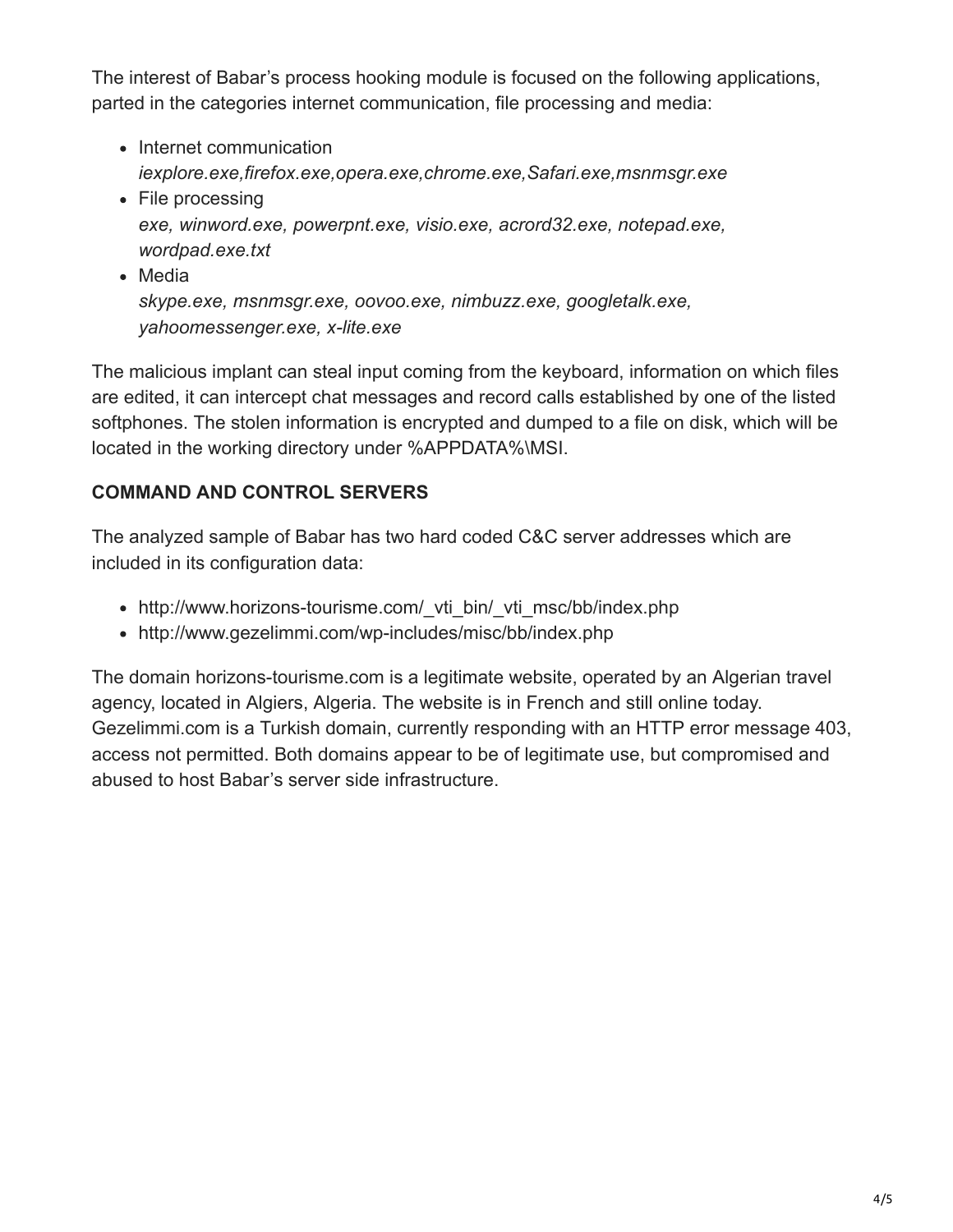The interest of Babar's process hooking module is focused on the following applications, parted in the categories internet communication, file processing and media:

- Internet communication
  *iexplore.exe,firefox.exe,opera.exe,chrome.exe,Safari.exe,msnmsgr.exe*
- File processing
  *exe, winword.exe, powerpnt.exe, visio.exe, acrord32.exe, notepad.exe, wordpad.exe.txt*
- Media
  *skype.exe, msnmsgr.exe, oovoo.exe, nimbuzz.exe, googletalk.exe, yahoomessenger.exe, x-lite.exe*

The malicious implant can steal input coming from the keyboard, information on which files are edited, it can intercept chat messages and record calls established by one of the listed softphones. The stolen information is encrypted and dumped to a file on disk, which will be located in the working directory under %APPDATA%\MSI.

**COMMAND AND CONTROL SERVERS**

The analyzed sample of Babar has two hard coded C&C server addresses which are included in its configuration data:

- http://www.horizons-tourisme.com/_vti_bin/_vti_msc/bb/index.php
- http://www.gezelimmi.com/wp-includes/misc/bb/index.php

The domain horizons-tourisme.com is a legitimate website, operated by an Algerian travel agency, located in Algiers, Algeria. The website is in French and still online today. Gezelimmi.com is a Turkish domain, currently responding with an HTTP error message 403, access not permitted. Both domains appear to be of legitimate use, but compromised and abused to host Babar's server side infrastructure.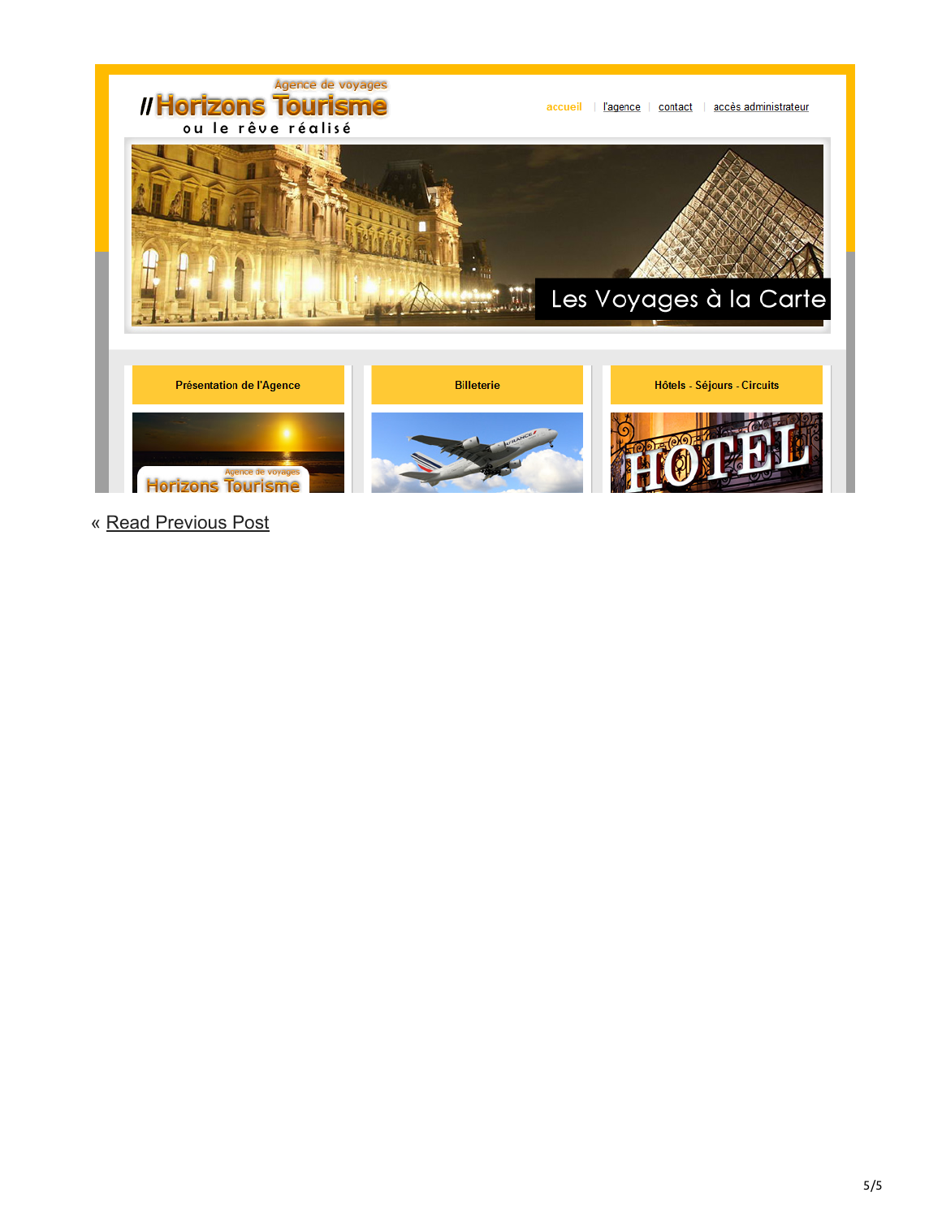« Read Previous Post